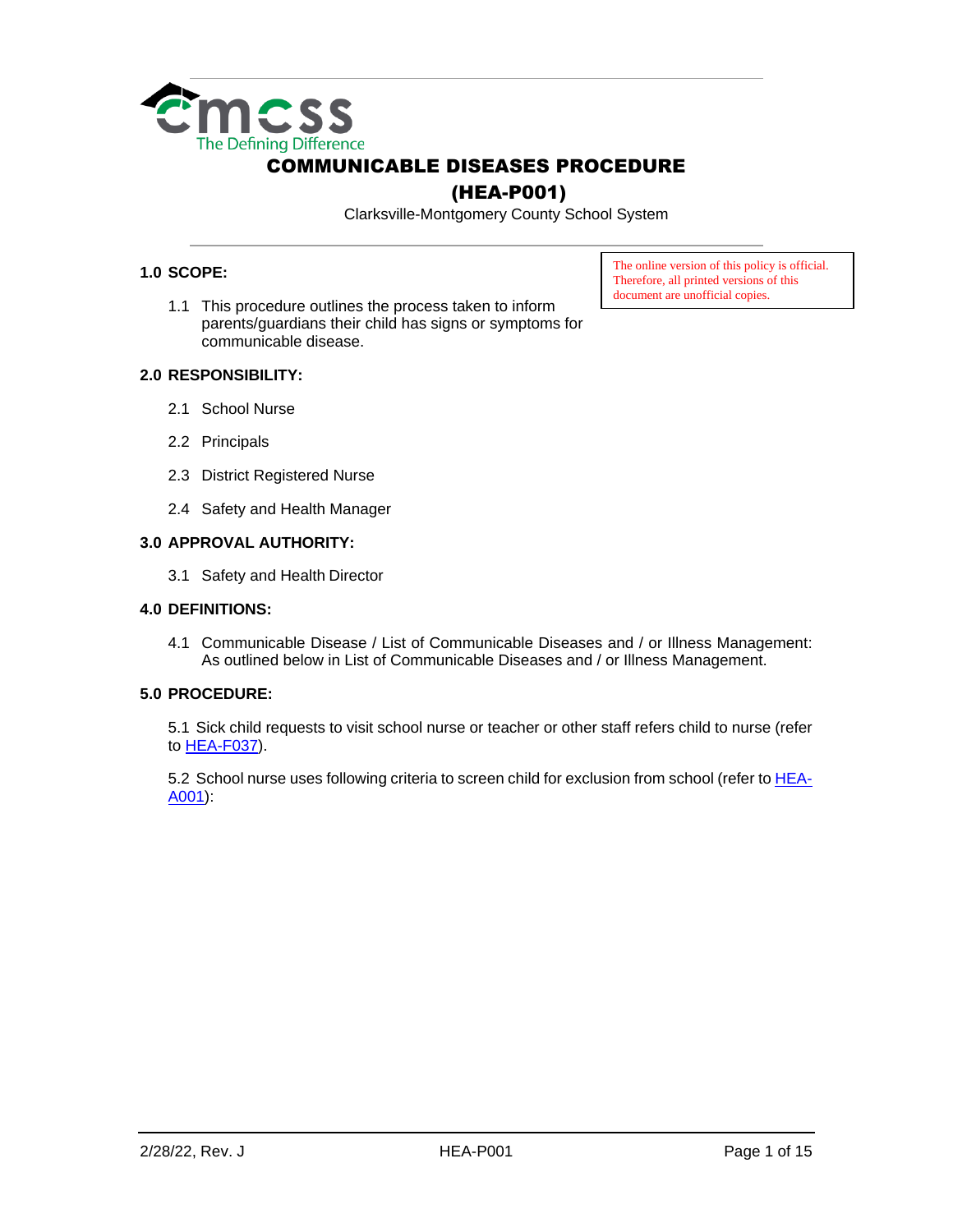cmcss
The Defining Difference

# COMMUNICABLE DISEASES PROCEDURE
# (HEA-P001)

Clarksville-Montgomery County School System

The online version of this policy is official. Therefore, all printed versions of this document are unofficial copies.

## 1.0 SCOPE:

1.1 This procedure outlines the process taken to inform parents/guardians their child has signs or symptoms for communicable disease.

## 2.0 RESPONSIBILITY:

2.1 School Nurse

2.2 Principals

2.3 District Registered Nurse

2.4 Safety and Health Manager

## 3.0 APPROVAL AUTHORITY:

3.1 Safety and Health Director

## 4.0 DEFINITIONS:

4.1 Communicable Disease / List of Communicable Diseases and / or Illness Management: As outlined below in List of Communicable Diseases and / or Illness Management.

## 5.0 PROCEDURE:

5.1 Sick child requests to visit school nurse or teacher or other staff refers child to nurse (refer to HEA-F037).

5.2 School nurse uses following criteria to screen child for exclusion from school (refer to HEA-A001):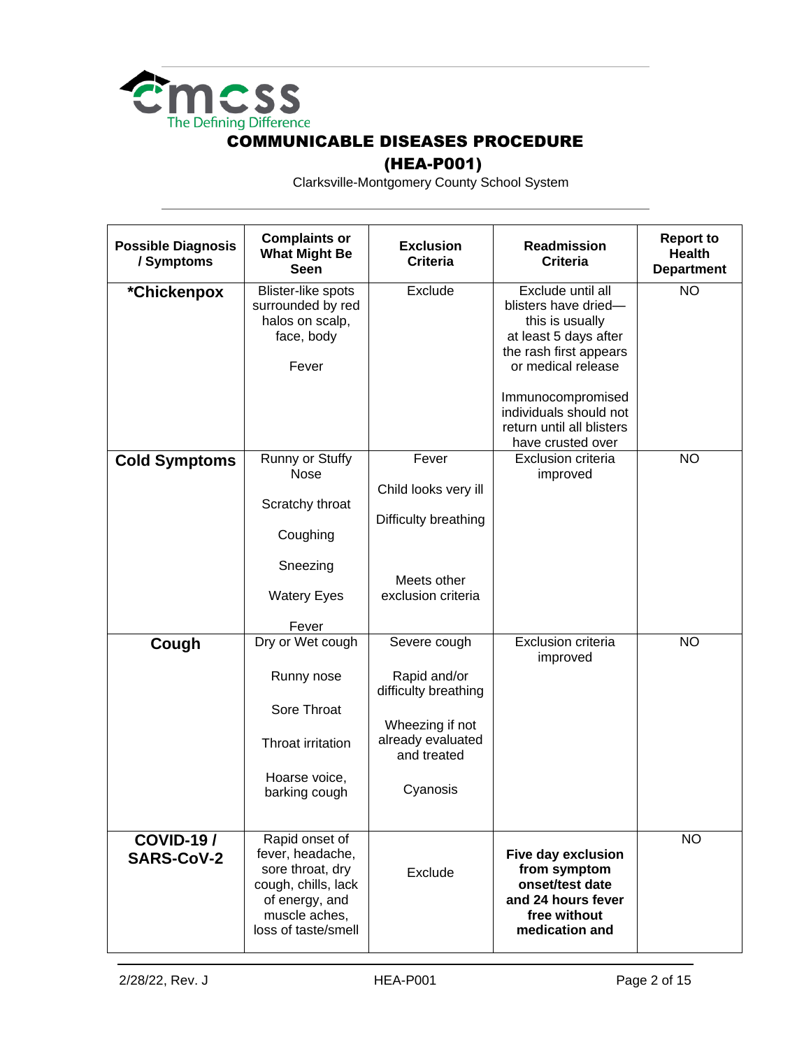# COMMUNICABLE DISEASES PROCEDURE

## (HEA-P001)

Clarksville-Montgomery County School System

| Possible Diagnosis / Symptoms | Complaints or What Might Be Seen | Exclusion Criteria | Readmission Criteria | Report to Health Department |
|---|---|---|---|---|
| **\*Chickenpox** | Blister-like spots surrounded by red halos on scalp, face, body<br><br>Fever | Exclude | Exclude until all blisters have dried—this is usually at least 5 days after the rash first appears or medical release<br><br>Immunocompromised individuals should not return until all blisters have crusted over | NO |
| **Cold Symptoms** | Runny or Stuffy Nose<br><br>Scratchy throat<br><br>Coughing<br><br>Sneezing<br><br>Watery Eyes<br><br>Fever | Fever<br><br>Child looks very ill<br><br>Difficulty breathing<br><br>Meets other exclusion criteria | Exclusion criteria improved | NO |
| **Cough** | Dry or Wet cough<br><br>Runny nose<br><br>Sore Throat<br><br>Throat irritation<br><br>Hoarse voice, barking cough | Severe cough<br><br>Rapid and/or difficulty breathing<br><br>Wheezing if not already evaluated and treated<br><br>Cyanosis | Exclusion criteria improved | NO |
| **COVID-19 / SARS-CoV-2** | Rapid onset of fever, headache, sore throat, dry cough, chills, lack of energy, and muscle aches, loss of taste/smell | Exclude | **Five day exclusion from symptom onset/test date and 24 hours fever free without medication and** | NO |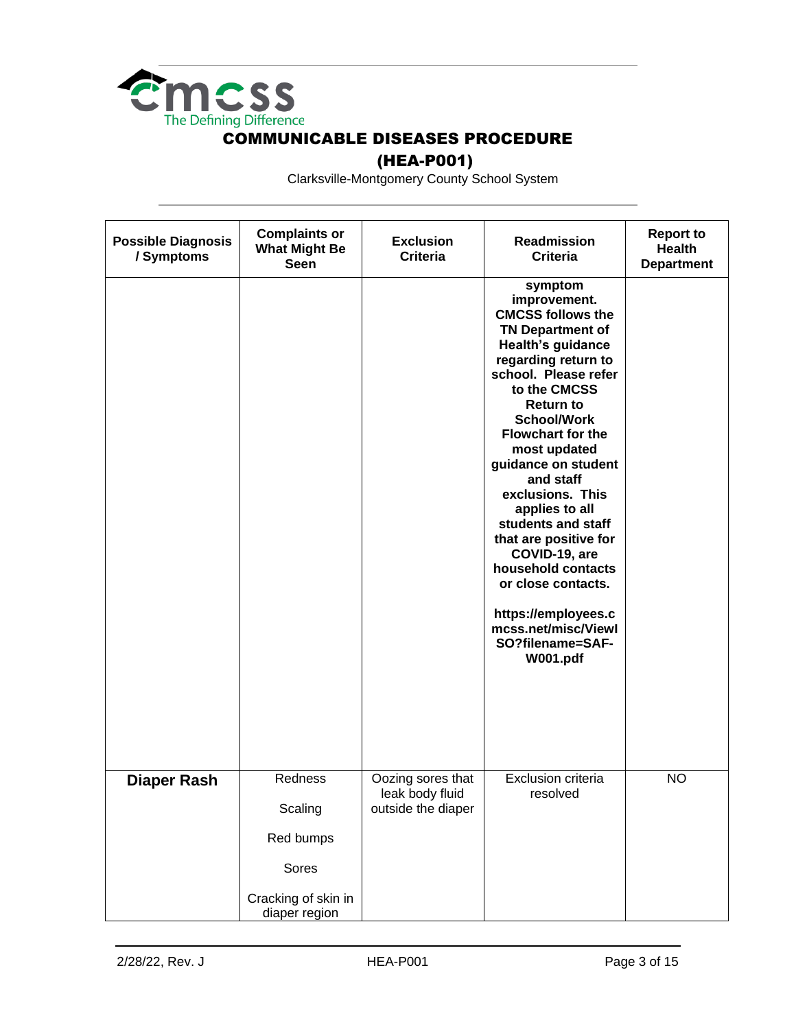# COMMUNICABLE DISEASES PROCEDURE

## (HEA-P001)

Clarksville-Montgomery County School System

| Possible Diagnosis / Symptoms | Complaints or What Might Be Seen | Exclusion Criteria | Readmission Criteria | Report to Health Department |
|---|---|---|---|---|
| | | | **symptom improvement. CMCSS follows the TN Department of Health's guidance regarding return to school. Please refer to the CMCSS Return to School/Work Flowchart for the most updated guidance on student and staff exclusions. This applies to all students and staff that are positive for COVID-19, are household contacts or close contacts.** **https://employees.cmcss.net/misc/ViewISO?filename=SAF-W001.pdf** | |
| **Diaper Rash** | Redness<br>Scaling<br>Red bumps<br>Sores<br>Cracking of skin in diaper region | Oozing sores that leak body fluid outside the diaper | Exclusion criteria resolved | NO |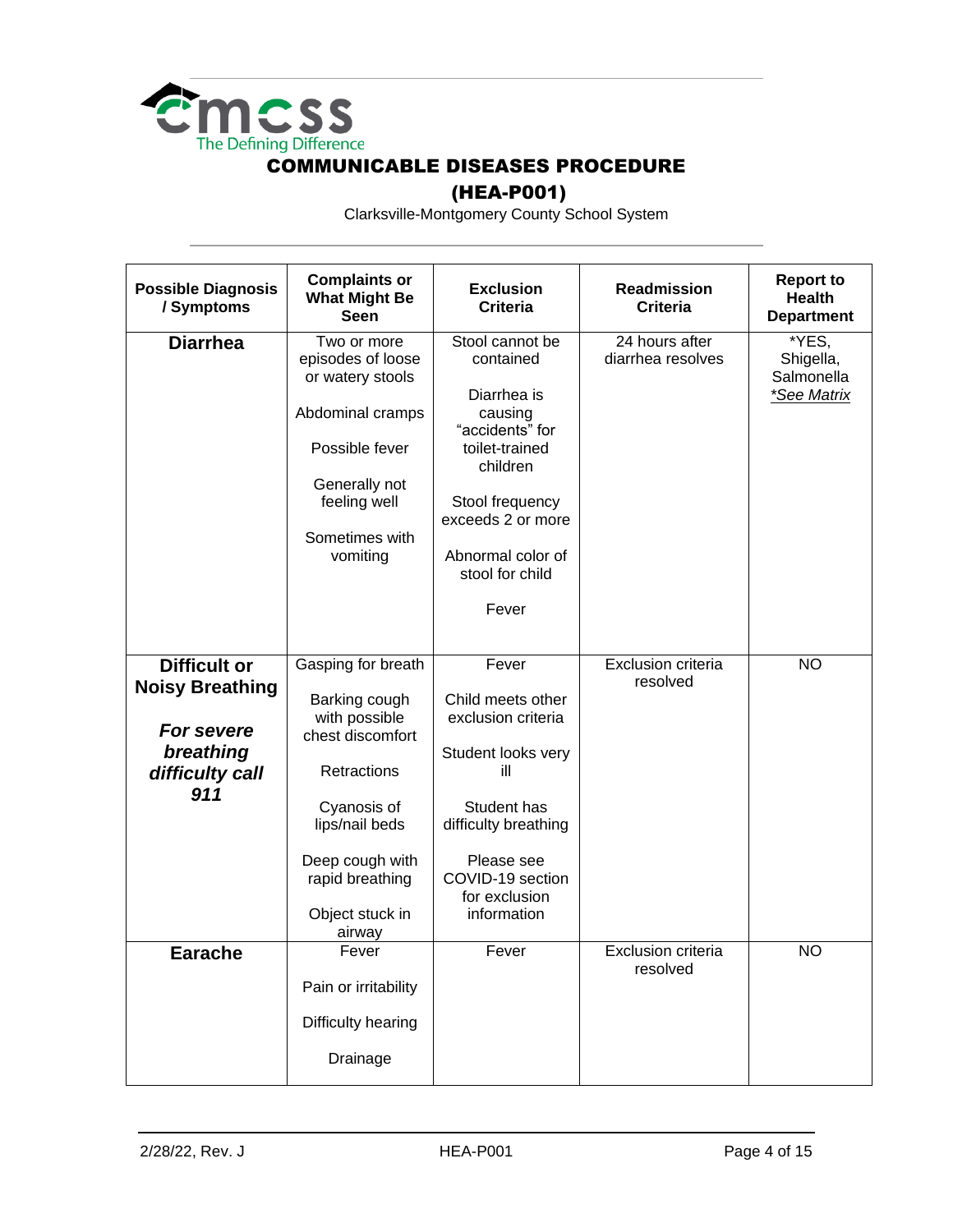# COMMUNICABLE DISEASES PROCEDURE

## (HEA-P001)

Clarksville-Montgomery County School System

| Possible Diagnosis / Symptoms | Complaints or What Might Be Seen | Exclusion Criteria | Readmission Criteria | Report to Health Department |
|---|---|---|---|---|
| **Diarrhea** | Two or more episodes of loose or watery stools<br><br>Abdominal cramps<br><br>Possible fever<br><br>Generally not feeling well<br><br>Sometimes with vomiting | Stool cannot be contained<br><br>Diarrhea is causing "accidents" for toilet-trained children<br><br>Stool frequency exceeds 2 or more<br><br>Abnormal color of stool for child<br><br>Fever | 24 hours after diarrhea resolves | *YES, Shigella, Salmonella *\*See Matrix* |
| **Difficult or Noisy Breathing**<br><br>***For severe breathing difficulty call 911*** | Gasping for breath<br><br>Barking cough with possible chest discomfort<br><br>Retractions<br><br>Cyanosis of lips/nail beds<br><br>Deep cough with rapid breathing<br><br>Object stuck in airway | Fever<br><br>Child meets other exclusion criteria<br><br>Student looks very ill<br><br>Student has difficulty breathing<br><br>Please see COVID-19 section for exclusion information | Exclusion criteria resolved | NO |
| **Earache** | Fever<br><br>Pain or irritability<br><br>Difficulty hearing<br><br>Drainage | Fever | Exclusion criteria resolved | NO |

2/28/22, Rev. J HEA-P001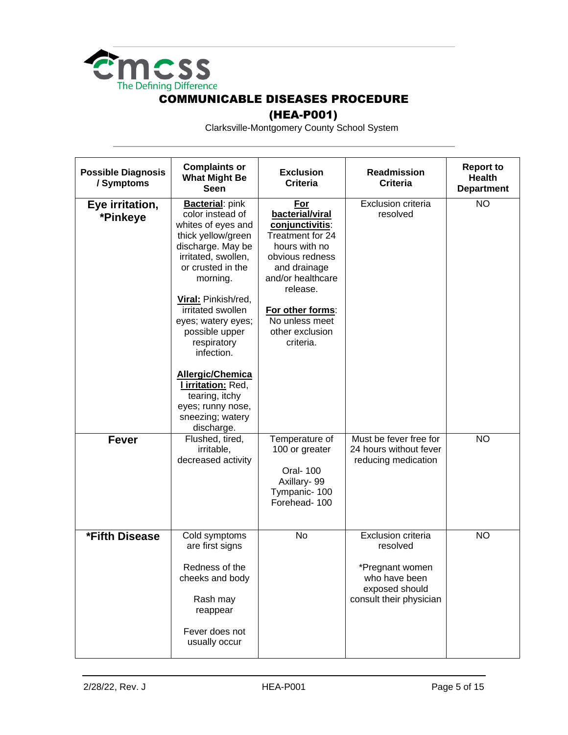# COMMUNICABLE DISEASES PROCEDURE

## (HEA-P001)

Clarksville-Montgomery County School System

| Possible Diagnosis / Symptoms | Complaints or What Might Be Seen | Exclusion Criteria | Readmission Criteria | Report to Health Department |
|---|---|---|---|---|
| **Eye irritation, *Pinkeye** | **Bacterial**: pink color instead of whites of eyes and thick yellow/green discharge. May be irritated, swollen, or crusted in the morning.<br><br>**Viral:** Pinkish/red, irritated swollen eyes; watery eyes; possible upper respiratory infection.<br><br>**Allergic/Chemical irritation:** Red, tearing, itchy eyes; runny nose, sneezing; watery discharge. | **For bacterial/viral conjunctivitis**: Treatment for 24 hours with no obvious redness and drainage and/or healthcare release.<br><br>**For other forms**: No unless meet other exclusion criteria. | Exclusion criteria resolved | NO |
| **Fever** | Flushed, tired, irritable, decreased activity | Temperature of 100 or greater<br><br>Oral- 100<br>Axillary- 99<br>Tympanic- 100<br>Forehead- 100 | Must be fever free for 24 hours without fever reducing medication | NO |
| ***Fifth Disease** | Cold symptoms are first signs<br><br>Redness of the cheeks and body<br><br>Rash may reappear<br><br>Fever does not usually occur | No | Exclusion criteria resolved<br><br>*Pregnant women who have been exposed should consult their physician | NO |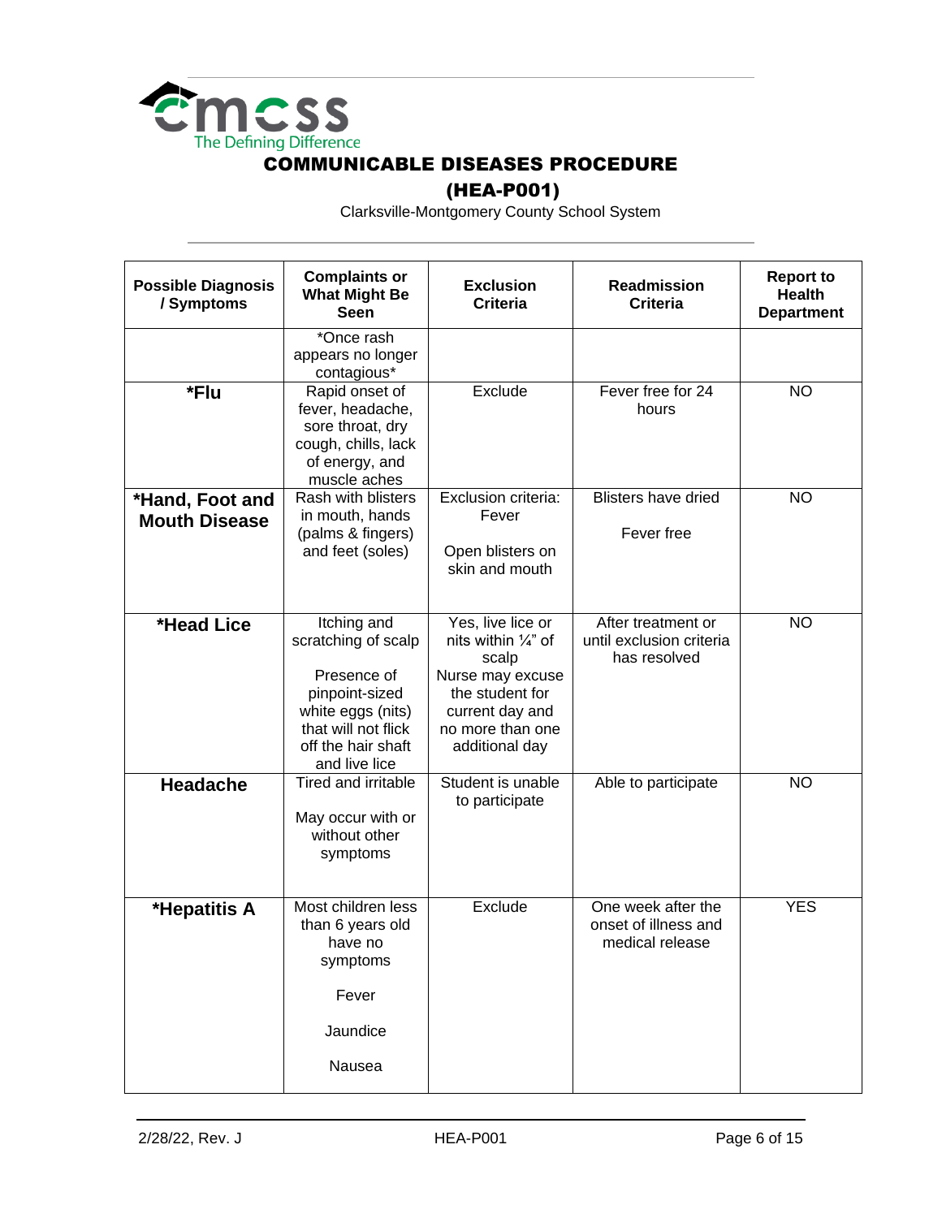# COMMUNICABLE DISEASES PROCEDURE

## (HEA-P001)

Clarksville-Montgomery County School System

| Possible Diagnosis / Symptoms | Complaints or What Might Be Seen | Exclusion Criteria | Readmission Criteria | Report to Health Department |
|---|---|---|---|---|
| | *Once rash appears no longer contagious* | | | |
| **\*Flu** | Rapid onset of fever, headache, sore throat, dry cough, chills, lack of energy, and muscle aches | Exclude | Fever free for 24 hours | NO |
| **\*Hand, Foot and Mouth Disease** | Rash with blisters in mouth, hands (palms & fingers) and feet (soles) | Exclusion criteria: Fever<br><br>Open blisters on skin and mouth | Blisters have dried<br><br>Fever free | NO |
| **\*Head Lice** | Itching and scratching of scalp<br><br>Presence of pinpoint-sized white eggs (nits) that will not flick off the hair shaft and live lice | Yes, live lice or nits within ¼" of scalp<br>Nurse may excuse the student for current day and no more than one additional day | After treatment or until exclusion criteria has resolved | NO |
| **Headache** | Tired and irritable<br><br>May occur with or without other symptoms | Student is unable to participate | Able to participate | NO |
| **\*Hepatitis A** | Most children less than 6 years old have no symptoms<br><br>Fever<br><br>Jaundice<br><br>Nausea | Exclude | One week after the onset of illness and medical release | YES |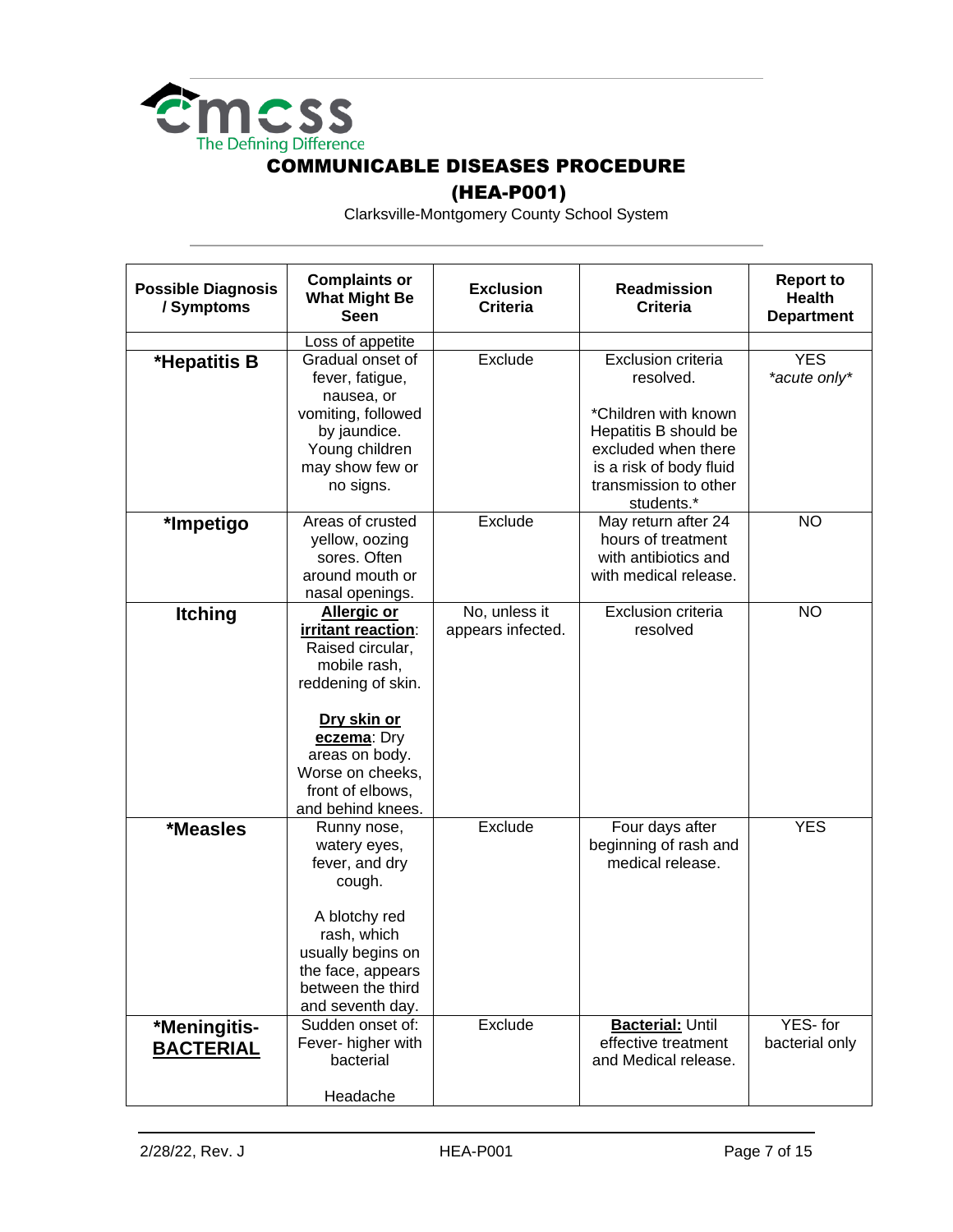# COMMUNICABLE DISEASES PROCEDURE

## (HEA-P001)

Clarksville-Montgomery County School System

| Possible Diagnosis / Symptoms | Complaints or What Might Be Seen | Exclusion Criteria | Readmission Criteria | Report to Health Department |
|---|---|---|---|---|
| | Loss of appetite | | | |
| ***Hepatitis B** | Gradual onset of fever, fatigue, nausea, or vomiting, followed by jaundice. Young children may show few or no signs. | Exclude | Exclusion criteria resolved. *Children with known Hepatitis B should be excluded when there is a risk of body fluid transmission to other students.* | YES *acute only* |
| ***Impetigo** | Areas of crusted yellow, oozing sores. Often around mouth or nasal openings. | Exclude | May return after 24 hours of treatment with antibiotics and with medical release. | NO |
| **Itching** | **Allergic or irritant reaction**: Raised circular, mobile rash, reddening of skin. **Dry skin or eczema**: Dry areas on body. Worse on cheeks, front of elbows, and behind knees. | No, unless it appears infected. | Exclusion criteria resolved | NO |
| ***Measles** | Runny nose, watery eyes, fever, and dry cough. A blotchy red rash, which usually begins on the face, appears between the third and seventh day. | Exclude | Four days after beginning of rash and medical release. | YES |
| ***Meningitis- BACTERIAL** | Sudden onset of: Fever- higher with bacterial<br>Headache | Exclude | **Bacterial:** Until effective treatment and Medical release. | YES- for bacterial only |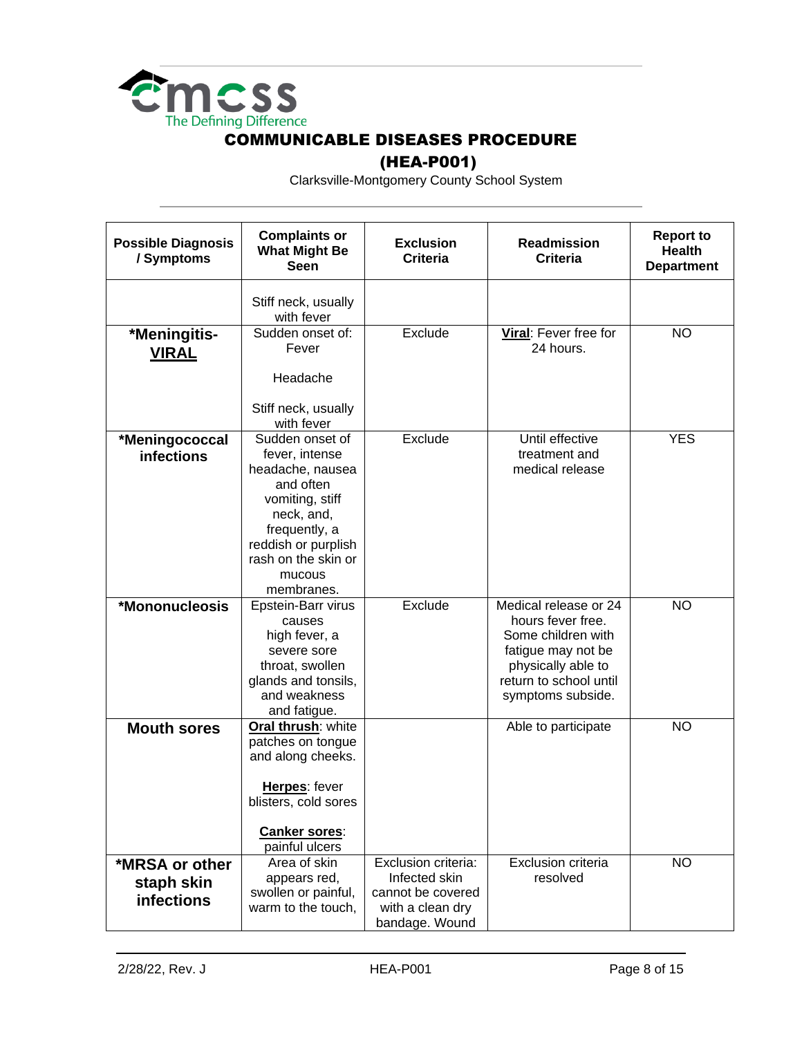# COMMUNICABLE DISEASES PROCEDURE

## (HEA-P001)

Clarksville-Montgomery County School System

| Possible Diagnosis / Symptoms | Complaints or What Might Be Seen | Exclusion Criteria | Readmission Criteria | Report to Health Department |
|---|---|---|---|---|
| | Stiff neck, usually with fever | | | |
| ***Meningitis- <u>VIRAL</u>** | Sudden onset of: Fever<br><br>Headache<br><br>Stiff neck, usually with fever | Exclude | <u>**Viral**</u>: Fever free for 24 hours. | NO |
| ***Meningococcal infections** | Sudden onset of fever, intense headache, nausea and often vomiting, stiff neck, and, frequently, a reddish or purplish rash on the skin or mucous membranes. | Exclude | Until effective treatment and medical release | YES |
| ***Mononucleosis** | Epstein-Barr virus causes high fever, a severe sore throat, swollen glands and tonsils, and weakness and fatigue. | Exclude | Medical release or 24 hours fever free. Some children with fatigue may not be physically able to return to school until symptoms subside. | NO |
| **Mouth sores** | <u>**Oral thrush**</u>: white patches on tongue and along cheeks.<br><br><u>**Herpes**</u>: fever blisters, cold sores<br><br><u>**Canker sores**</u>: painful ulcers | | Able to participate | NO |
| ***MRSA or other staph skin infections** | Area of skin appears red, swollen or painful, warm to the touch, | Exclusion criteria: Infected skin cannot be covered with a clean dry bandage. Wound | Exclusion criteria resolved | NO |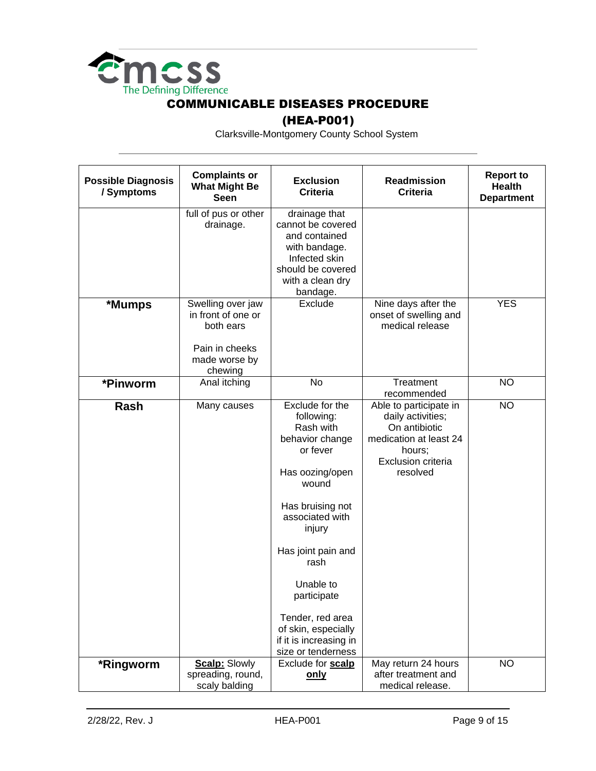# COMMUNICABLE DISEASES PROCEDURE

## (HEA-P001)

Clarksville-Montgomery County School System

| Possible Diagnosis / Symptoms | Complaints or What Might Be Seen | Exclusion Criteria | Readmission Criteria | Report to Health Department |
|---|---|---|---|---|
| | full of pus or other drainage. | drainage that cannot be covered and contained with bandage. Infected skin should be covered with a clean dry bandage. | | |
| **\*Mumps** | Swelling over jaw in front of one or both ears<br><br>Pain in cheeks made worse by chewing | Exclude | Nine days after the onset of swelling and medical release | YES |
| **\*Pinworm** | Anal itching | No | Treatment recommended | NO |
| **Rash** | Many causes | Exclude for the following:<br>Rash with behavior change or fever<br><br>Has oozing/open wound<br><br>Has bruising not associated with injury<br><br>Has joint pain and rash<br><br>Unable to participate<br><br>Tender, red area of skin, especially if it is increasing in size or tenderness | Able to participate in daily activities;<br>On antibiotic medication at least 24 hours;<br>Exclusion criteria resolved | NO |
| **\*Ringworm** | <u>**Scalp:**</u> Slowly spreading, round, scaly balding | Exclude for <u>**scalp only**</u> | May return 24 hours after treatment and medical release. | NO |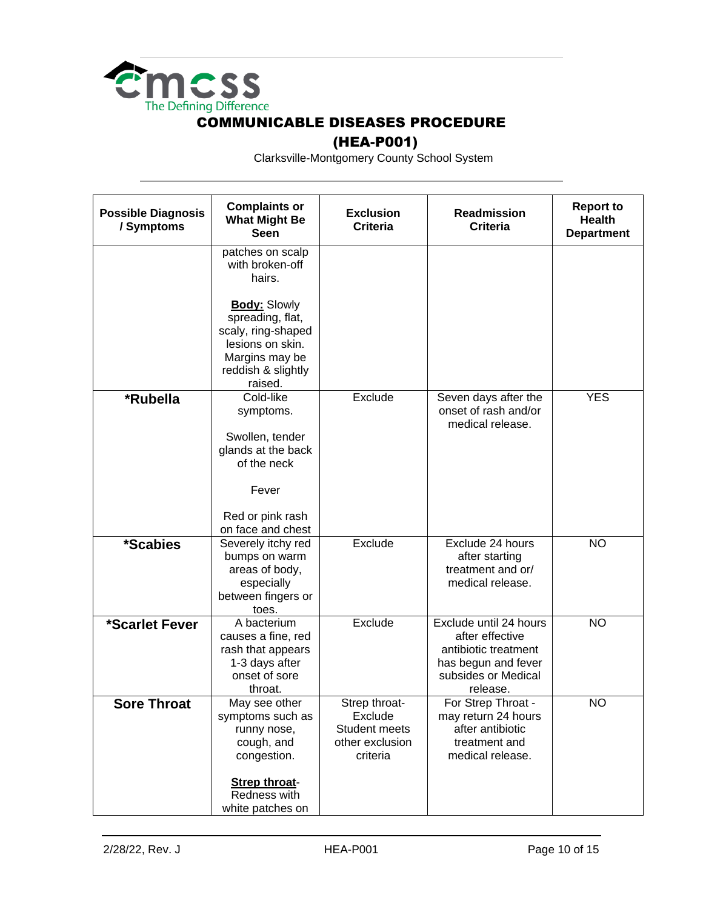# COMMUNICABLE DISEASES PROCEDURE

## (HEA-P001)

Clarksville-Montgomery County School System

| Possible Diagnosis / Symptoms | Complaints or What Might Be Seen | Exclusion Criteria | Readmission Criteria | Report to Health Department |
|---|---|---|---|---|
| | patches on scalp with broken-off hairs.<br><br>**Body:** Slowly spreading, flat, scaly, ring-shaped lesions on skin. Margins may be reddish & slightly raised. | | | |
| ***Rubella** | Cold-like symptoms.<br><br>Swollen, tender glands at the back of the neck<br><br>Fever<br><br>Red or pink rash on face and chest | Exclude | Seven days after the onset of rash and/or medical release. | YES |
| ***Scabies** | Severely itchy red bumps on warm areas of body, especially between fingers or toes. | Exclude | Exclude 24 hours after starting treatment and or/ medical release. | NO |
| ***Scarlet Fever** | A bacterium causes a fine, red rash that appears 1-3 days after onset of sore throat. | Exclude | Exclude until 24 hours after effective antibiotic treatment has begun and fever subsides or Medical release. | NO |
| **Sore Throat** | May see other symptoms such as runny nose, cough, and congestion.<br><br>**Strep throat**- Redness with white patches on | Strep throat- Exclude Student meets other exclusion criteria | For Strep Throat - may return 24 hours after antibiotic treatment and medical release. | NO |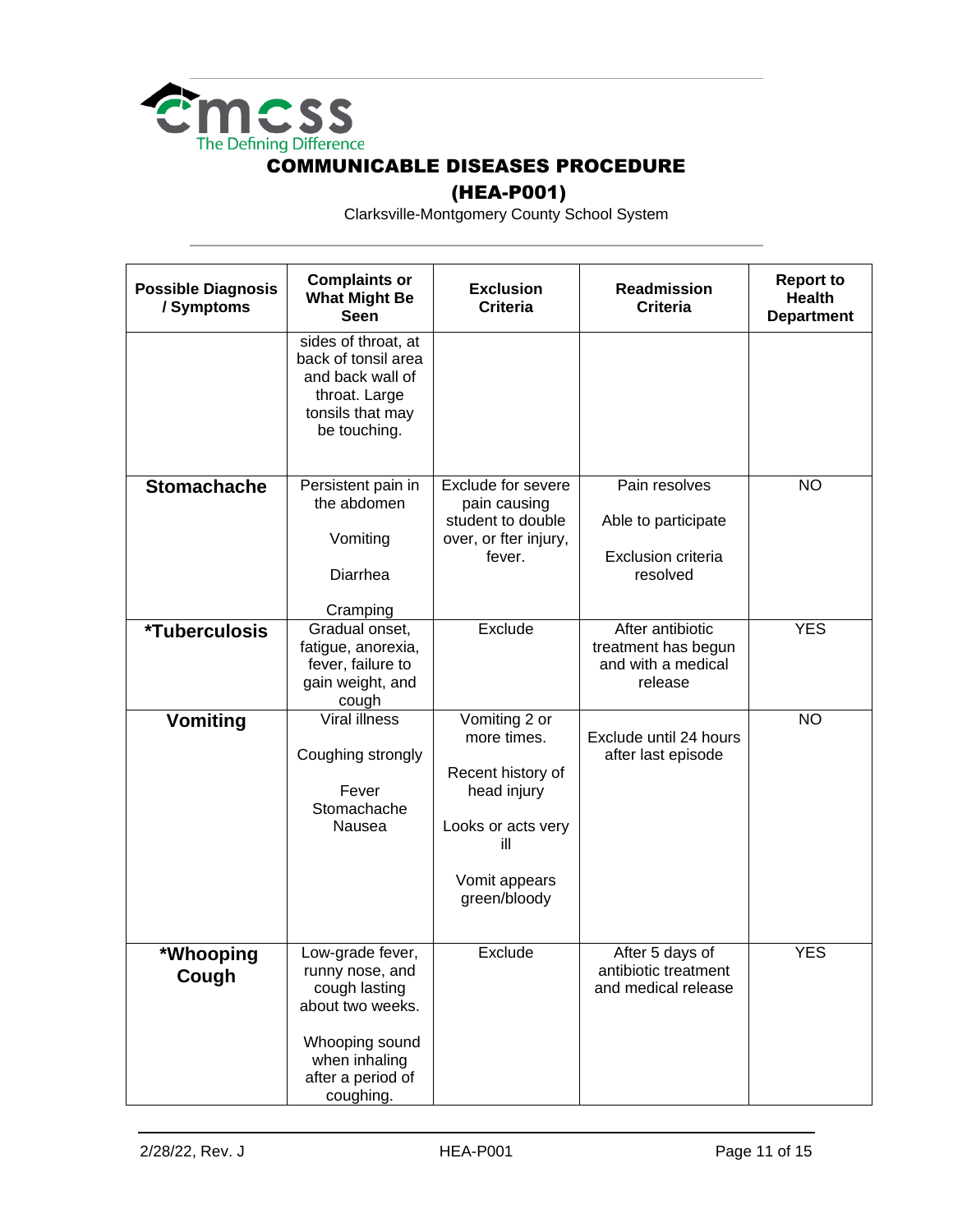# COMMUNICABLE DISEASES PROCEDURE

## (HEA-P001)

Clarksville-Montgomery County School System

| Possible Diagnosis / Symptoms | Complaints or What Might Be Seen | Exclusion Criteria | Readmission Criteria | Report to Health Department |
|---|---|---|---|---|
| | sides of throat, at back of tonsil area and back wall of throat. Large tonsils that may be touching. | | | |
| **Stomachache** | Persistent pain in the abdomen<br><br>Vomiting<br><br>Diarrhea<br><br>Cramping | Exclude for severe pain causing student to double over, or fter injury, fever. | Pain resolves<br><br>Able to participate<br><br>Exclusion criteria resolved | NO |
| ***Tuberculosis** | Gradual onset, fatigue, anorexia, fever, failure to gain weight, and cough | Exclude | After antibiotic treatment has begun and with a medical release | YES |
| **Vomiting** | Viral illness<br><br>Coughing strongly<br><br>Fever<br>Stomachache<br>Nausea | Vomiting 2 or more times.<br><br>Recent history of head injury<br><br>Looks or acts very ill<br><br>Vomit appears green/bloody | Exclude until 24 hours after last episode | NO |
| ***Whooping Cough** | Low-grade fever, runny nose, and cough lasting about two weeks.<br><br>Whooping sound when inhaling after a period of coughing. | Exclude | After 5 days of antibiotic treatment and medical release | YES |

2/28/22, Rev. J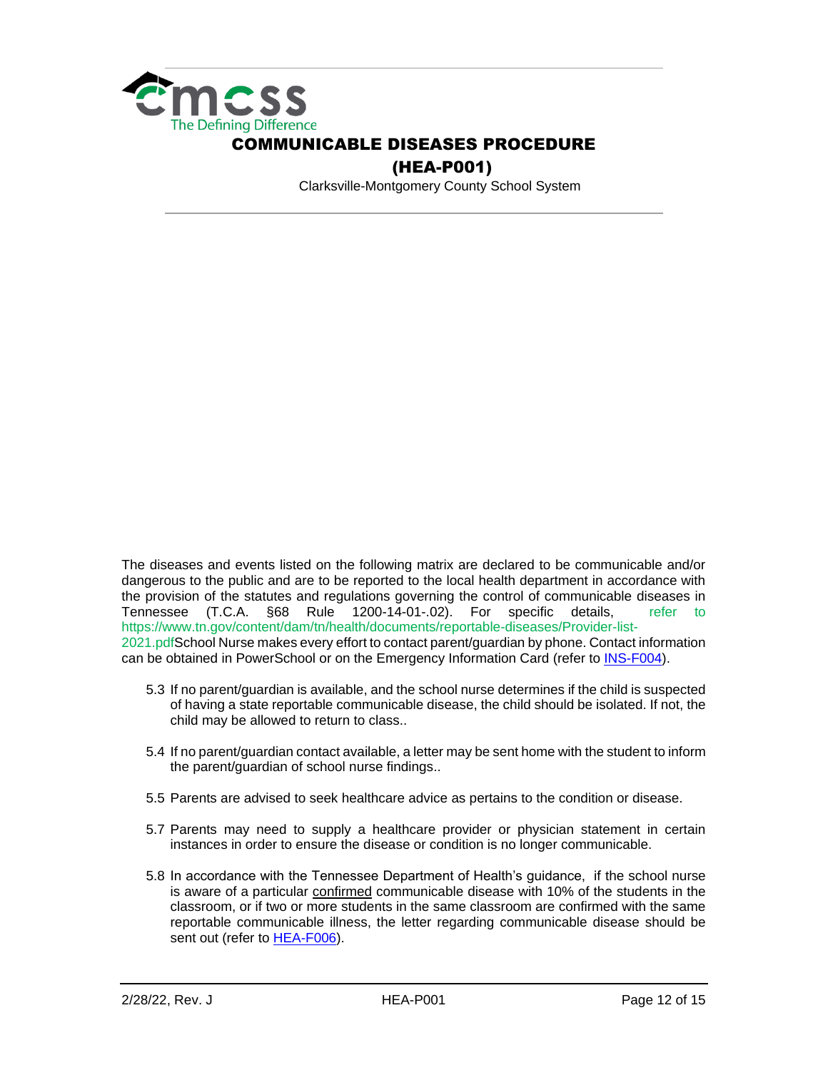The diseases and events listed on the following matrix are declared to be communicable and/or dangerous to the public and are to be reported to the local health department in accordance with the provision of the statutes and regulations governing the control of communicable diseases in Tennessee (T.C.A. §68 Rule 1200-14-01-.02). For specific details, refer to https://www.tn.gov/content/dam/tn/health/documents/reportable-diseases/Provider-list-2021.pdfSchool Nurse makes every effort to contact parent/guardian by phone. Contact information can be obtained in PowerSchool or on the Emergency Information Card (refer to INS-F004).

5.3 If no parent/guardian is available, and the school nurse determines if the child is suspected of having a state reportable communicable disease, the child should be isolated. If not, the child may be allowed to return to class..

5.4 If no parent/guardian contact available, a letter may be sent home with the student to inform the parent/guardian of school nurse findings..

5.5 Parents are advised to seek healthcare advice as pertains to the condition or disease.

5.7 Parents may need to supply a healthcare provider or physician statement in certain instances in order to ensure the disease or condition is no longer communicable.

5.8 In accordance with the Tennessee Department of Health's guidance, if the school nurse is aware of a particular confirmed communicable disease with 10% of the students in the classroom, or if two or more students in the same classroom are confirmed with the same reportable communicable illness, the letter regarding communicable disease should be sent out (refer to HEA-F006).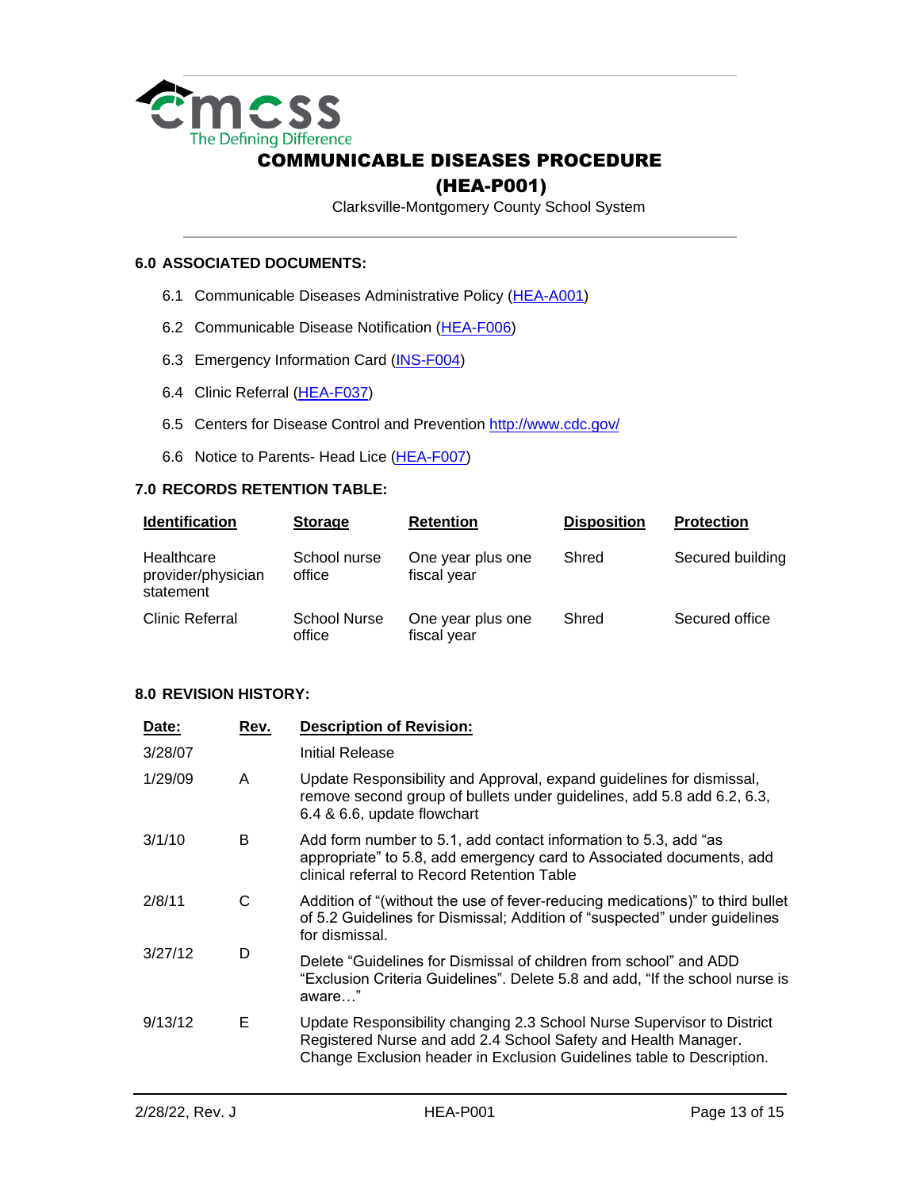# COMMUNICABLE DISEASES PROCEDURE (HEA-P001)

Clarksville-Montgomery County School System

## 6.0 ASSOCIATED DOCUMENTS:

6.1 Communicable Diseases Administrative Policy (HEA-A001)

6.2 Communicable Disease Notification (HEA-F006)

6.3 Emergency Information Card (INS-F004)

6.4 Clinic Referral (HEA-F037)

6.5 Centers for Disease Control and Prevention http://www.cdc.gov/

6.6 Notice to Parents- Head Lice (HEA-F007)

## 7.0 RECORDS RETENTION TABLE:

| Identification | Storage | Retention | Disposition | Protection |
|---|---|---|---|---|
| Healthcare provider/physician statement | School nurse office | One year plus one fiscal year | Shred | Secured building |
| Clinic Referral | School Nurse office | One year plus one fiscal year | Shred | Secured office |

## 8.0 REVISION HISTORY:

| Date: | Rev. | Description of Revision: |
|---|---|---|
| 3/28/07 | | Initial Release |
| 1/29/09 | A | Update Responsibility and Approval, expand guidelines for dismissal, remove second group of bullets under guidelines, add 5.8 add 6.2, 6.3, 6.4 & 6.6, update flowchart |
| 3/1/10 | B | Add form number to 5.1, add contact information to 5.3, add "as appropriate" to 5.8, add emergency card to Associated documents, add clinical referral to Record Retention Table |
| 2/8/11 | C | Addition of "(without the use of fever-reducing medications)" to third bullet of 5.2 Guidelines for Dismissal; Addition of "suspected" under guidelines for dismissal. |
| 3/27/12 | D | Delete "Guidelines for Dismissal of children from school" and ADD "Exclusion Criteria Guidelines". Delete 5.8 and add, "If the school nurse is aware…" |
| 9/13/12 | E | Update Responsibility changing 2.3 School Nurse Supervisor to District Registered Nurse and add 2.4 School Safety and Health Manager. Change Exclusion header in Exclusion Guidelines table to Description. |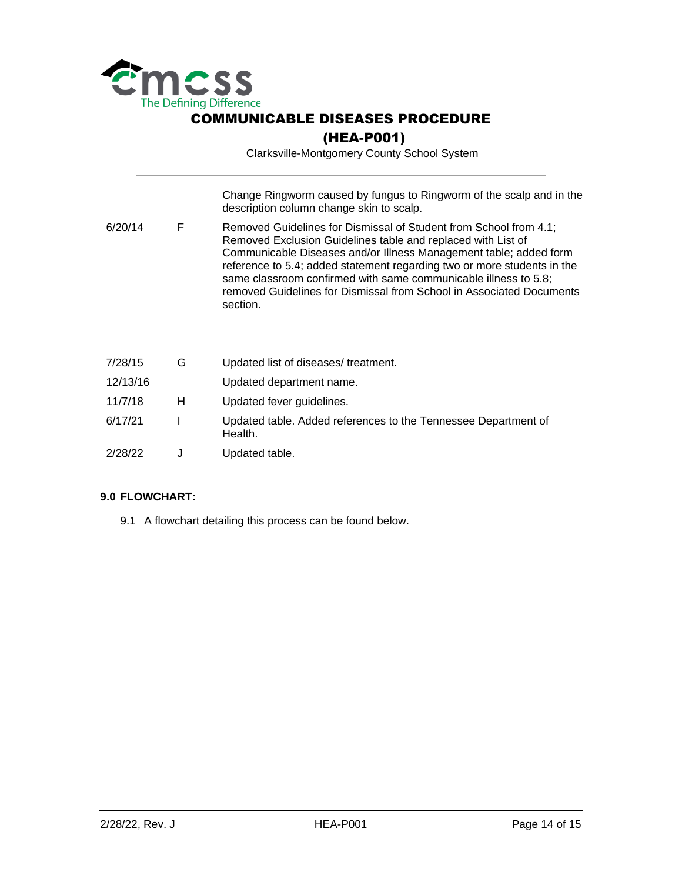| | | |
|---|---|---|
| | | Change Ringworm caused by fungus to Ringworm of the scalp and in the description column change skin to scalp. |
| 6/20/14 | F | Removed Guidelines for Dismissal of Student from School from 4.1; Removed Exclusion Guidelines table and replaced with List of Communicable Diseases and/or Illness Management table; added form reference to 5.4; added statement regarding two or more students in the same classroom confirmed with same communicable illness to 5.8; removed Guidelines for Dismissal from School in Associated Documents section. |
| 7/28/15 | G | Updated list of diseases/ treatment. |
| 12/13/16 | | Updated department name. |
| 11/7/18 | H | Updated fever guidelines. |
| 6/17/21 | I | Updated table. Added references to the Tennessee Department of Health. |
| 2/28/22 | J | Updated table. |

**9.0 FLOWCHART:**

9.1 A flowchart detailing this process can be found below.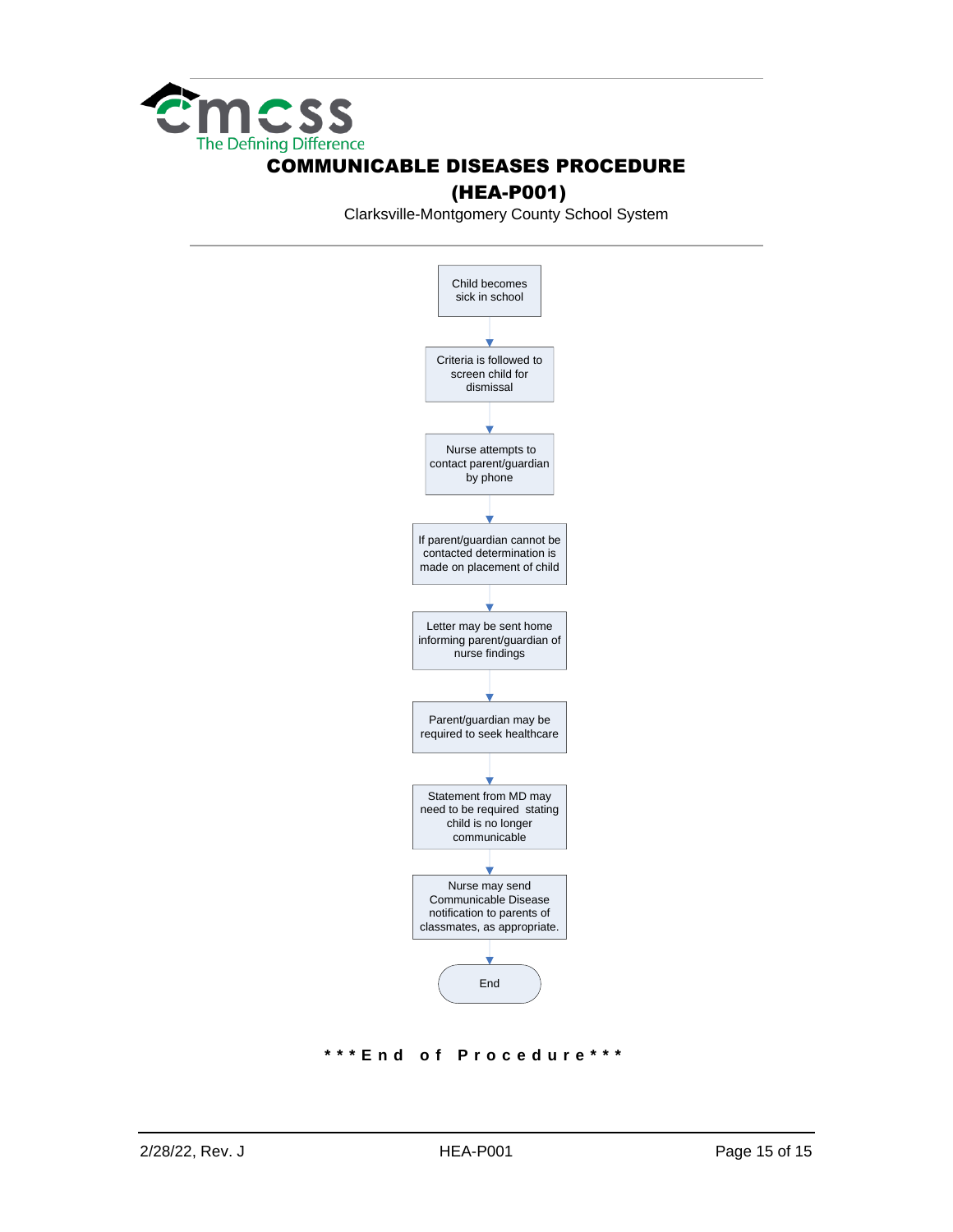# COMMUNICABLE DISEASES PROCEDURE

## (HEA-P001)

Clarksville-Montgomery County School System

Child becomes sick in school

Criteria is followed to screen child for dismissal

Nurse attempts to contact parent/guardian by phone

If parent/guardian cannot be contacted determination is made on placement of child

Letter may be sent home informing parent/guardian of nurse findings

Parent/guardian may be required to seek healthcare

Statement from MD may need to be required stating child is no longer communicable

Nurse may send Communicable Disease notification to parents of classmates, as appropriate.

End

***End of Procedure***